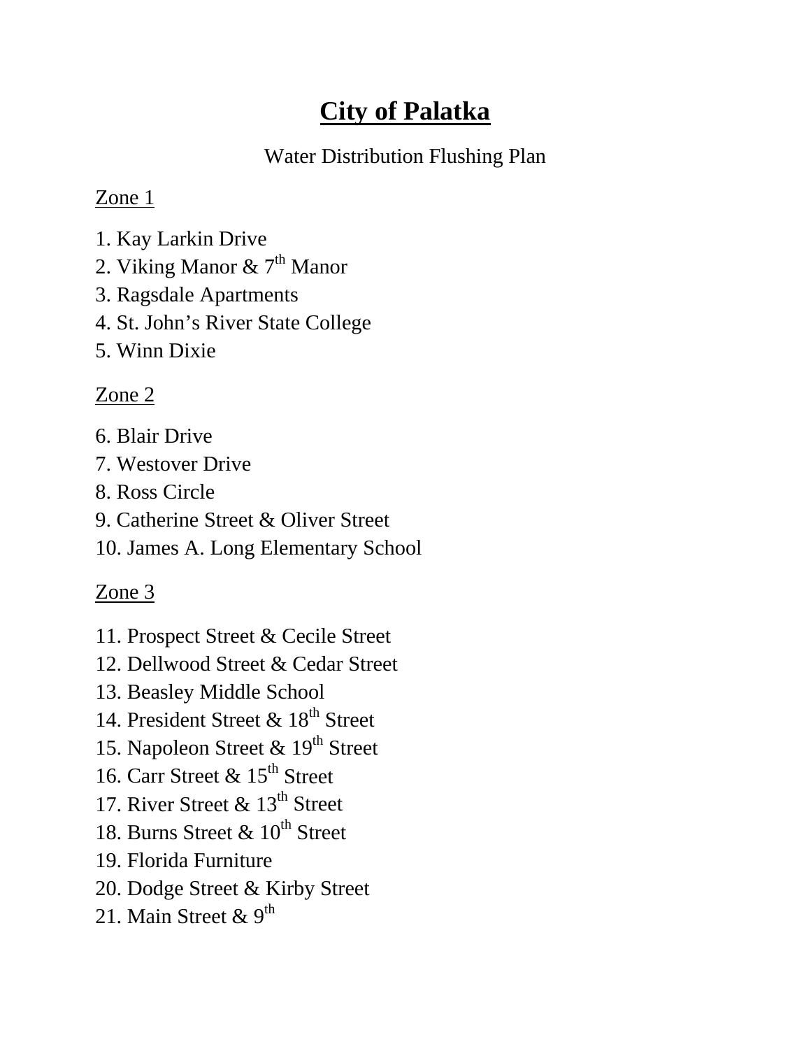# City of Palatka

Water Distribution Flushing Plan

Zone 1

1. Kay Larkin Drive
2. Viking Manor & 7th Manor
3. Ragsdale Apartments
4. St. John's River State College
5. Winn Dixie

Zone 2

6. Blair Drive
7. Westover Drive
8. Ross Circle
9. Catherine Street & Oliver Street
10. James A. Long Elementary School

Zone 3

11. Prospect Street & Cecile Street
12. Dellwood Street & Cedar Street
13. Beasley Middle School
14. President Street & 18th Street
15. Napoleon Street & 19th Street
16. Carr Street & 15th Street
17. River Street & 13th Street
18. Burns Street & 10th Street
19. Florida Furniture
20. Dodge Street & Kirby Street
21. Main Street & 9th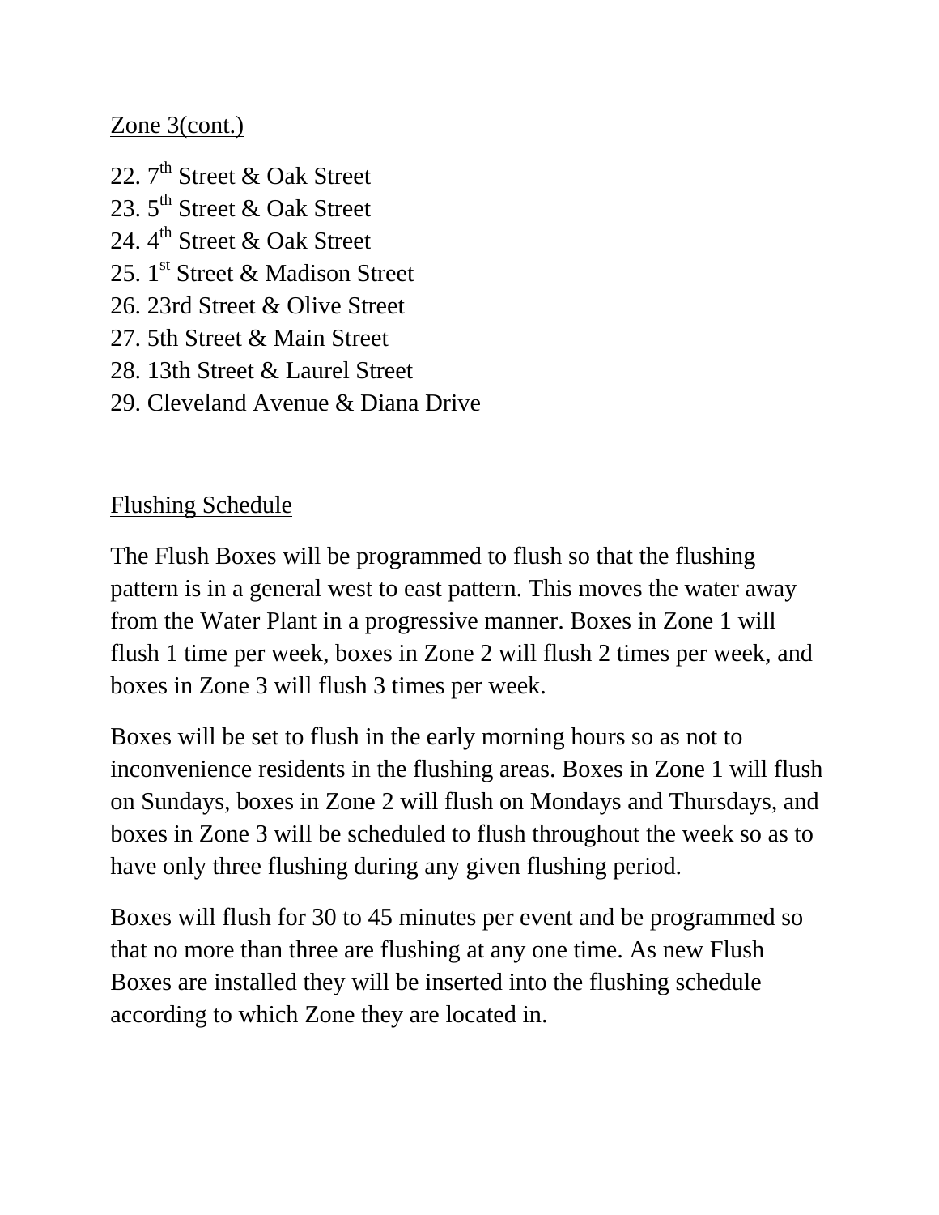Zone 3(cont.)

22. 7th Street & Oak Street
23. 5th Street & Oak Street
24. 4th Street & Oak Street
25. 1st Street & Madison Street
26. 23rd Street & Olive Street
27. 5th Street & Main Street
28. 13th Street & Laurel Street
29. Cleveland Avenue & Diana Drive

Flushing Schedule

The Flush Boxes will be programmed to flush so that the flushing pattern is in a general west to east pattern. This moves the water away from the Water Plant in a progressive manner. Boxes in Zone 1 will flush 1 time per week, boxes in Zone 2 will flush 2 times per week, and boxes in Zone 3 will flush 3 times per week.

Boxes will be set to flush in the early morning hours so as not to inconvenience residents in the flushing areas. Boxes in Zone 1 will flush on Sundays, boxes in Zone 2 will flush on Mondays and Thursdays, and boxes in Zone 3 will be scheduled to flush throughout the week so as to have only three flushing during any given flushing period.

Boxes will flush for 30 to 45 minutes per event and be programmed so that no more than three are flushing at any one time. As new Flush Boxes are installed they will be inserted into the flushing schedule according to which Zone they are located in.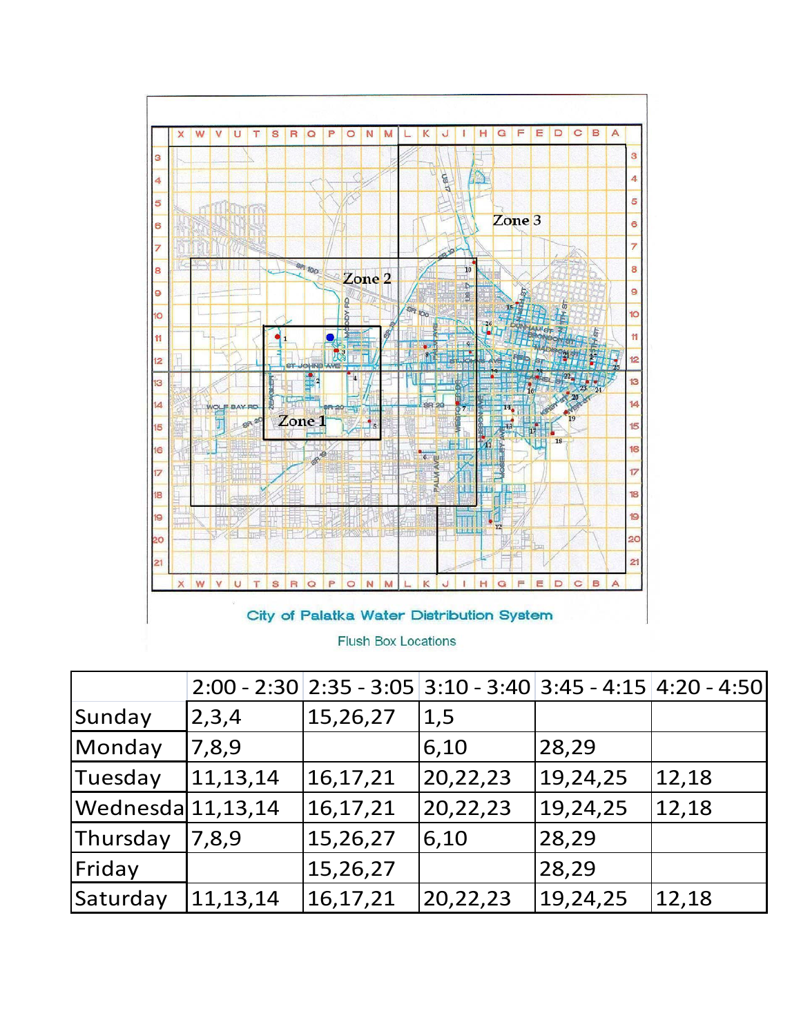City of Palatka Water Distribution System

Flush Box Locations

| | 2:00 - 2:30 | 2:35 - 3:05 | 3:10 - 3:40 | 3:45 - 4:15 | 4:20 - 4:50 |
|---|---|---|---|---|---|
| Sunday | 2,3,4 | 15,26,27 | 1,5 | | |
| Monday | 7,8,9 | | 6,10 | 28,29 | |
| Tuesday | 11,13,14 | 16,17,21 | 20,22,23 | 19,24,25 | 12,18 |
| Wednesda | 11,13,14 | 16,17,21 | 20,22,23 | 19,24,25 | 12,18 |
| Thursday | 7,8,9 | 15,26,27 | 6,10 | 28,29 | |
| Friday | | 15,26,27 | | 28,29 | |
| Saturday | 11,13,14 | 16,17,21 | 20,22,23 | 19,24,25 | 12,18 |